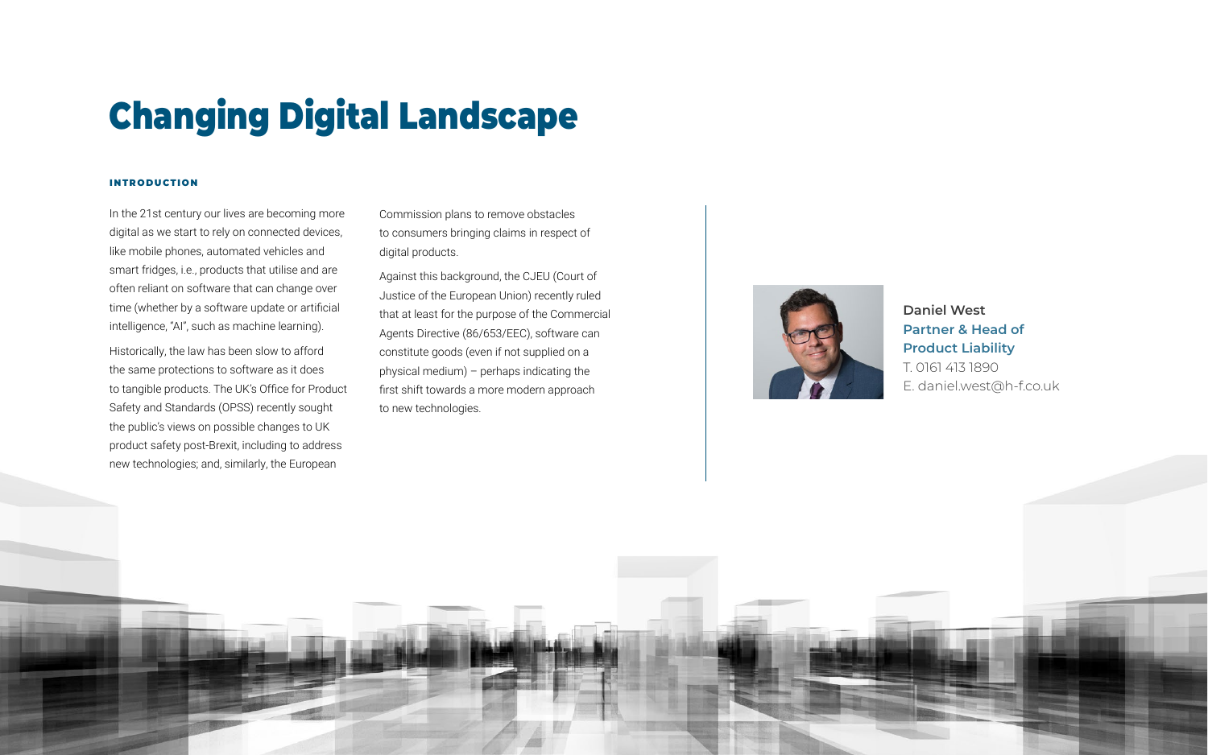# Changing Digital Landscape

### INTRODUCTION

In the 21st century our lives are becoming more digital as we start to rely on connected devices, like mobile phones, automated vehicles and smart fridges, i.e., products that utilise and are often reliant on software that can change over time (whether by a software update or artificial intelligence, "AI", such as machine learning).

Historically, the law has been slow to afford the same protections to software as it does to tangible products. The UK's Office for Product Safety and Standards (OPSS) recently sought the public's views on possible changes to UK product safety post-Brexit, including to address new technologies; and, similarly, the European Commission plans to remove obstacles to consumers bringing claims in respect of digital products.

Against this background, the CJEU (Court of Justice of the European Union) recently ruled that at least for the purpose of the Commercial Agents Directive (86/653/EEC), software can constitute goods (even if not supplied on a physical medium) – perhaps indicating the first shift towards a more modern approach to new technologies.

**Daniel West**
**Partner & Head of Product Liability**
T. 0161 413 1890
E. daniel.west@h-f.co.uk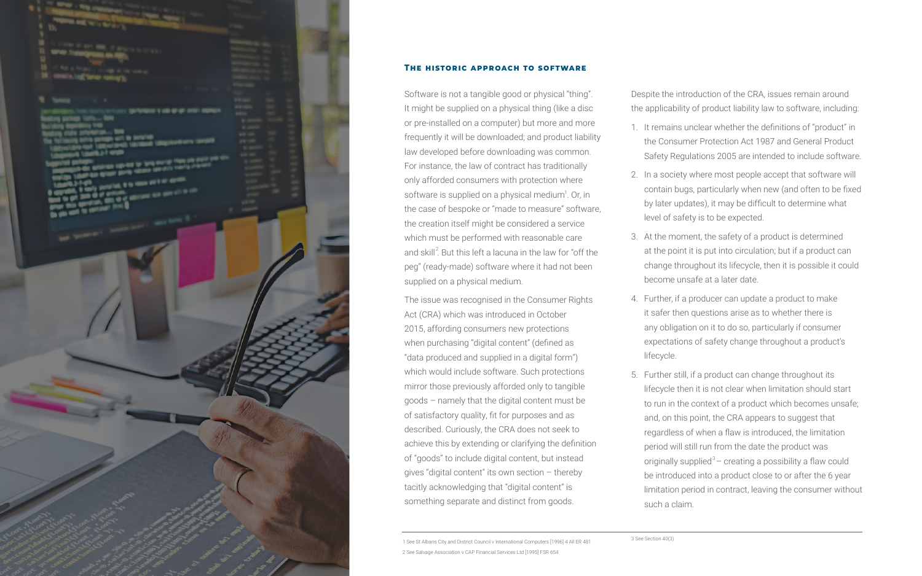## The historic approach to software

Software is not a tangible good or physical "thing". It might be supplied on a physical thing (like a disc or pre-installed on a computer) but more and more frequently it will be downloaded; and product liability law developed before downloading was common. For instance, the law of contract has traditionally only afforded consumers with protection where software is supplied on a physical medium[1]. Or, in the case of bespoke or "made to measure" software, the creation itself might be considered a service which must be performed with reasonable care and skill[2]. But this left a lacuna in the law for "off the peg" (ready-made) software where it had not been supplied on a physical medium.

The issue was recognised in the Consumer Rights Act (CRA) which was introduced in October 2015, affording consumers new protections when purchasing "digital content" (defined as "data produced and supplied in a digital form") which would include software. Such protections mirror those previously afforded only to tangible goods – namely that the digital content must be of satisfactory quality, fit for purposes and as described. Curiously, the CRA does not seek to achieve this by extending or clarifying the definition of "goods" to include digital content, but instead gives "digital content" its own section – thereby tacitly acknowledging that "digital content" is something separate and distinct from goods.

Despite the introduction of the CRA, issues remain around the applicability of product liability law to software, including:

1. It remains unclear whether the definitions of "product" in the Consumer Protection Act 1987 and General Product Safety Regulations 2005 are intended to include software.
2. In a society where most people accept that software will contain bugs, particularly when new (and often to be fixed by later updates), it may be difficult to determine what level of safety is to be expected.
3. At the moment, the safety of a product is determined at the point it is put into circulation; but if a product can change throughout its lifecycle, then it is possible it could become unsafe at a later date.
4. Further, if a producer can update a product to make it safer then questions arise as to whether there is any obligation on it to do so, particularly if consumer expectations of safety change throughout a product's lifecycle.
5. Further still, if a product can change throughout its lifecycle then it is not clear when limitation should start to run in the context of a product which becomes unsafe; and, on this point, the CRA appears to suggest that regardless of when a flaw is introduced, the limitation period will still run from the date the product was originally supplied[3] – creating a possibility a flaw could be introduced into a product close to or after the 6 year limitation period in contract, leaving the consumer without such a claim.

---

1 See St Albans City and District Council v International Computers [1996] 4 All ER 481

2 See Salvage Association v CAP Financial Services Ltd [1995] FSR 654

3 See Section 40(3)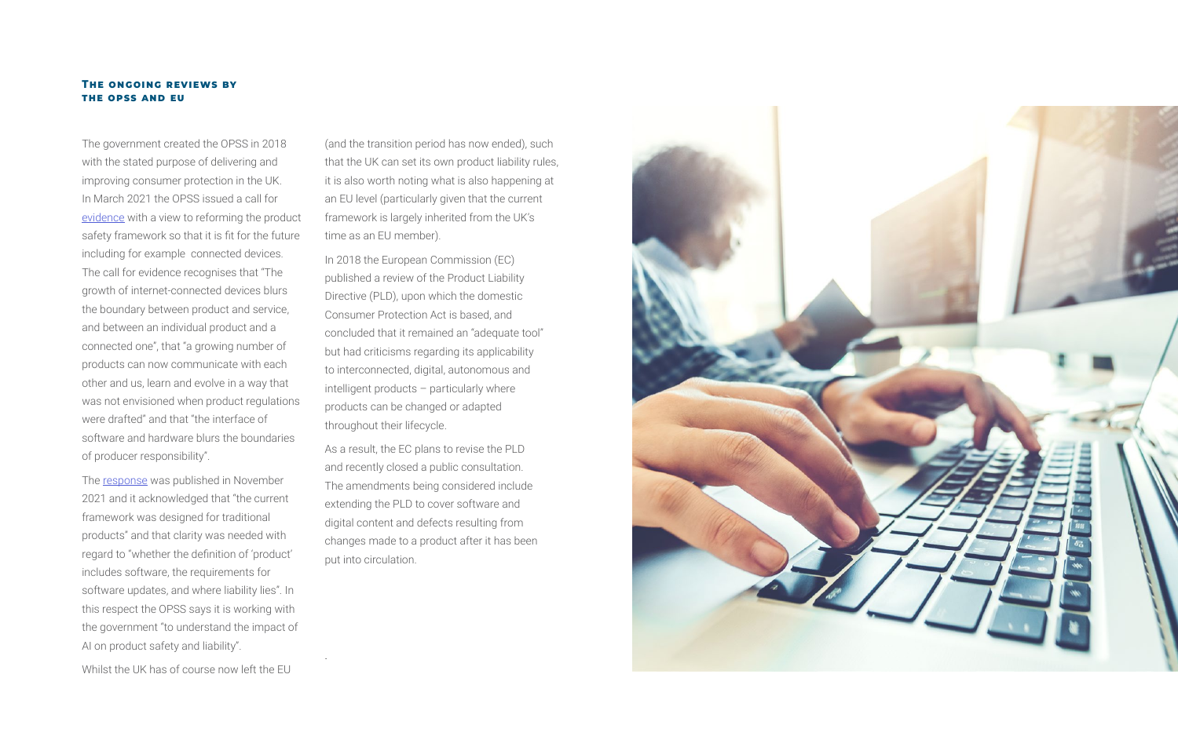## The ongoing reviews by the OPSS and EU

The government created the OPSS in 2018 with the stated purpose of delivering and improving consumer protection in the UK. In March 2021 the OPSS issued a call for evidence with a view to reforming the product safety framework so that it is fit for the future including for example connected devices. The call for evidence recognises that "The growth of internet-connected devices blurs the boundary between product and service, and between an individual product and a connected one", that "a growing number of products can now communicate with each other and us, learn and evolve in a way that was not envisioned when product regulations were drafted" and that "the interface of software and hardware blurs the boundaries of producer responsibility".

The response was published in November 2021 and it acknowledged that "the current framework was designed for traditional products" and that clarity was needed with regard to "whether the definition of 'product' includes software, the requirements for software updates, and where liability lies". In this respect the OPSS says it is working with the government "to understand the impact of AI on product safety and liability".

Whilst the UK has of course now left the EU (and the transition period has now ended), such that the UK can set its own product liability rules, it is also worth noting what is also happening at an EU level (particularly given that the current framework is largely inherited from the UK's time as an EU member).

In 2018 the European Commission (EC) published a review of the Product Liability Directive (PLD), upon which the domestic Consumer Protection Act is based, and concluded that it remained an "adequate tool" but had criticisms regarding its applicability to interconnected, digital, autonomous and intelligent products – particularly where products can be changed or adapted throughout their lifecycle.

As a result, the EC plans to revise the PLD and recently closed a public consultation. The amendments being considered include extending the PLD to cover software and digital content and defects resulting from changes made to a product after it has been put into circulation.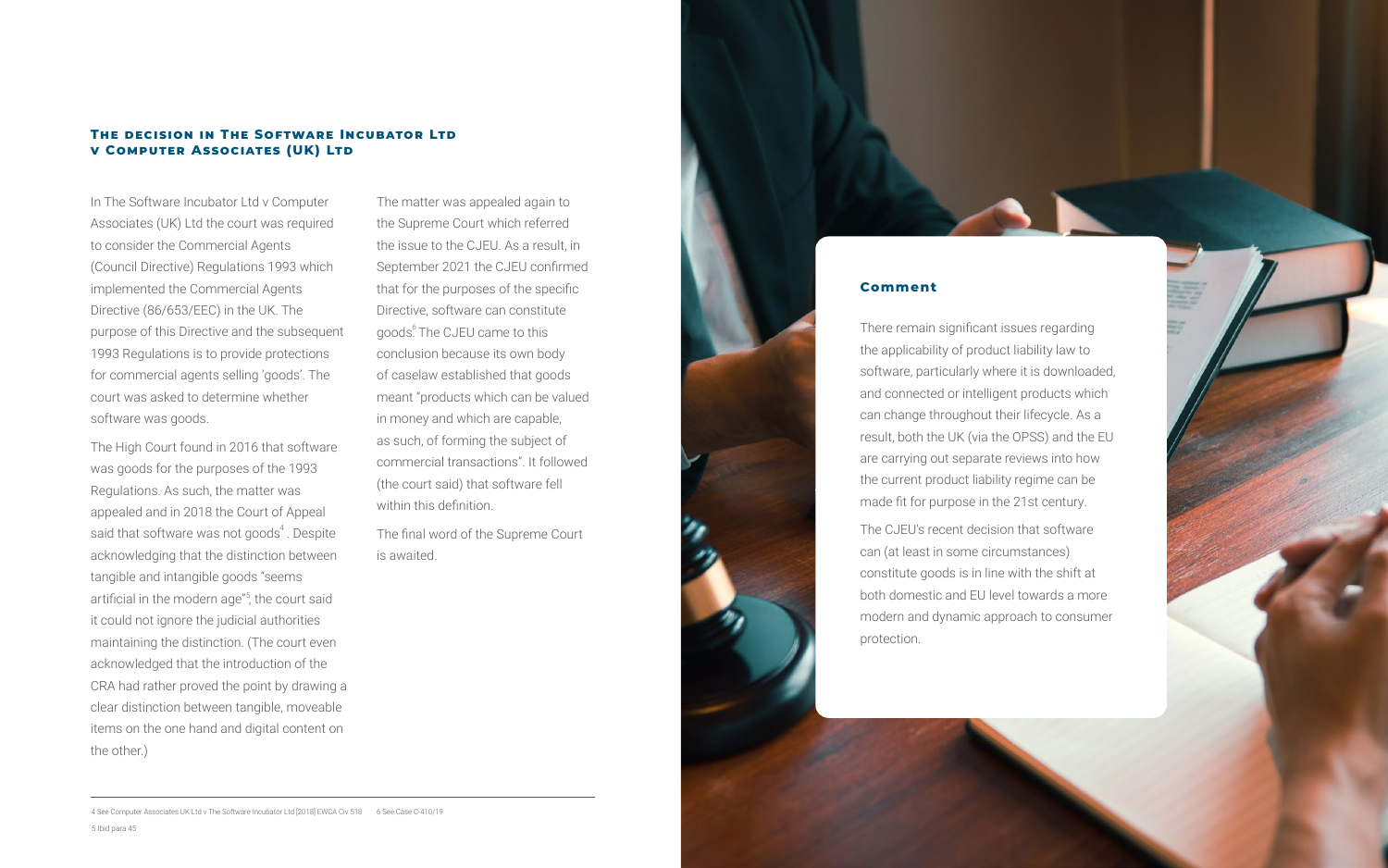## The decision in The Software Incubator Ltd v Computer Associates (UK) Ltd

In The Software Incubator Ltd v Computer Associates (UK) Ltd the court was required to consider the Commercial Agents (Council Directive) Regulations 1993 which implemented the Commercial Agents Directive (86/653/EEC) in the UK. The purpose of this Directive and the subsequent 1993 Regulations is to provide protections for commercial agents selling 'goods'. The court was asked to determine whether software was goods.

The High Court found in 2016 that software was goods for the purposes of the 1993 Regulations. As such, the matter was appealed and in 2018 the Court of Appeal said that software was not goods[4]. Despite acknowledging that the distinction between tangible and intangible goods "seems artificial in the modern age"[5], the court said it could not ignore the judicial authorities maintaining the distinction. (The court even acknowledged that the introduction of the CRA had rather proved the point by drawing a clear distinction between tangible, moveable items on the one hand and digital content on the other.)

The matter was appealed again to the Supreme Court which referred the issue to the CJEU. As a result, in September 2021 the CJEU confirmed that for the purposes of the specific Directive, software can constitute goods[6] The CJEU came to this conclusion because its own body of caselaw established that goods meant "products which can be valued in money and which are capable, as such, of forming the subject of commercial transactions". It followed (the court said) that software fell within this definition.

The final word of the Supreme Court is awaited.

### Comment

There remain significant issues regarding the applicability of product liability law to software, particularly where it is downloaded, and connected or intelligent products which can change throughout their lifecycle. As a result, both the UK (via the OPSS) and the EU are carrying out separate reviews into how the current product liability regime can be made fit for purpose in the 21st century.

The CJEU's recent decision that software can (at least in some circumstances) constitute goods is in line with the shift at both domestic and EU level towards a more modern and dynamic approach to consumer protection.

---

4 See Computer Associates UK Ltd v The Software Incubator Ltd [2018] EWCA Civ 518

5 Ibid para 45

6 See Case C-410/19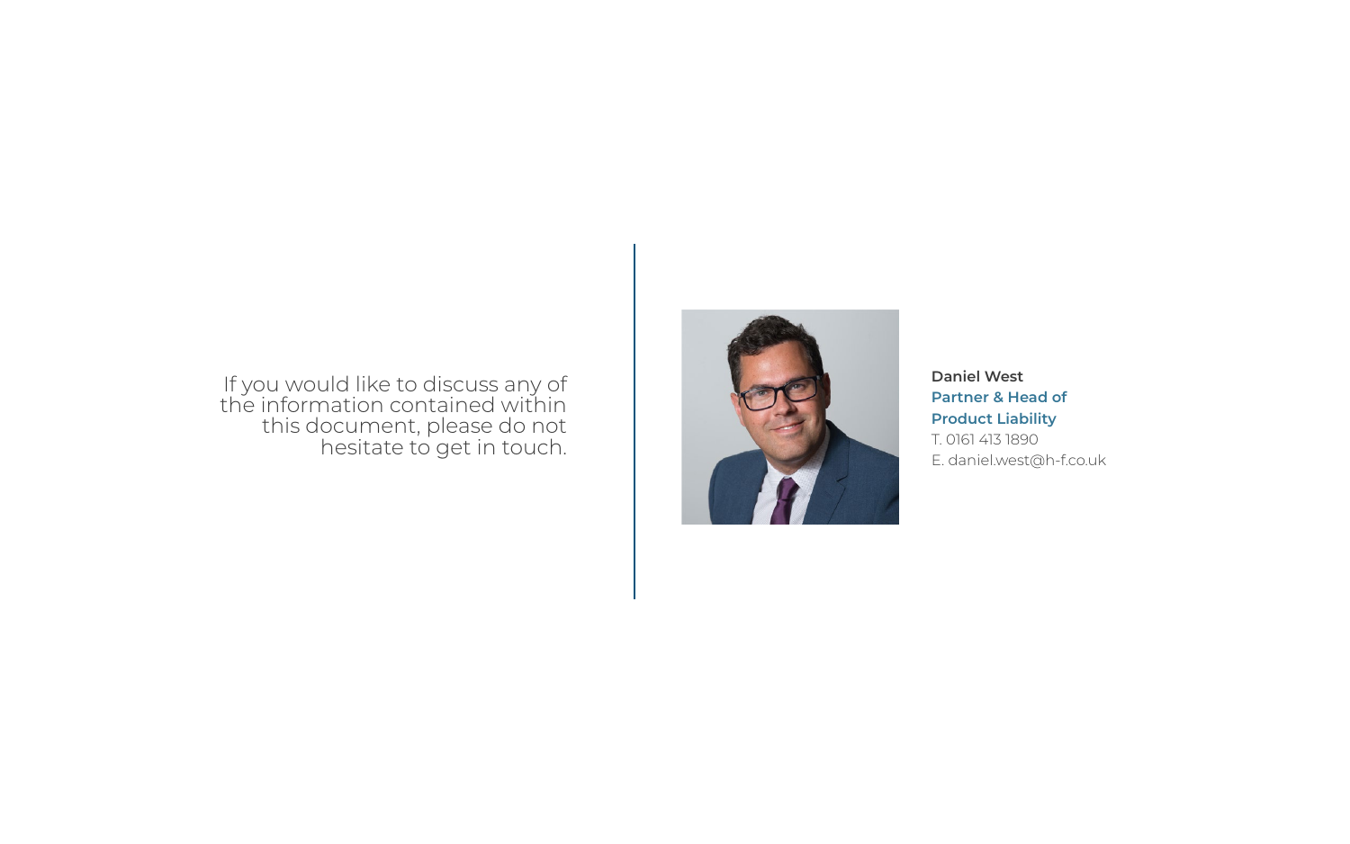If you would like to discuss any of the information contained within this document, please do not hesitate to get in touch.

**Daniel West**
**Partner & Head of Product Liability**
T. 0161 413 1890
E. daniel.west@h-f.co.uk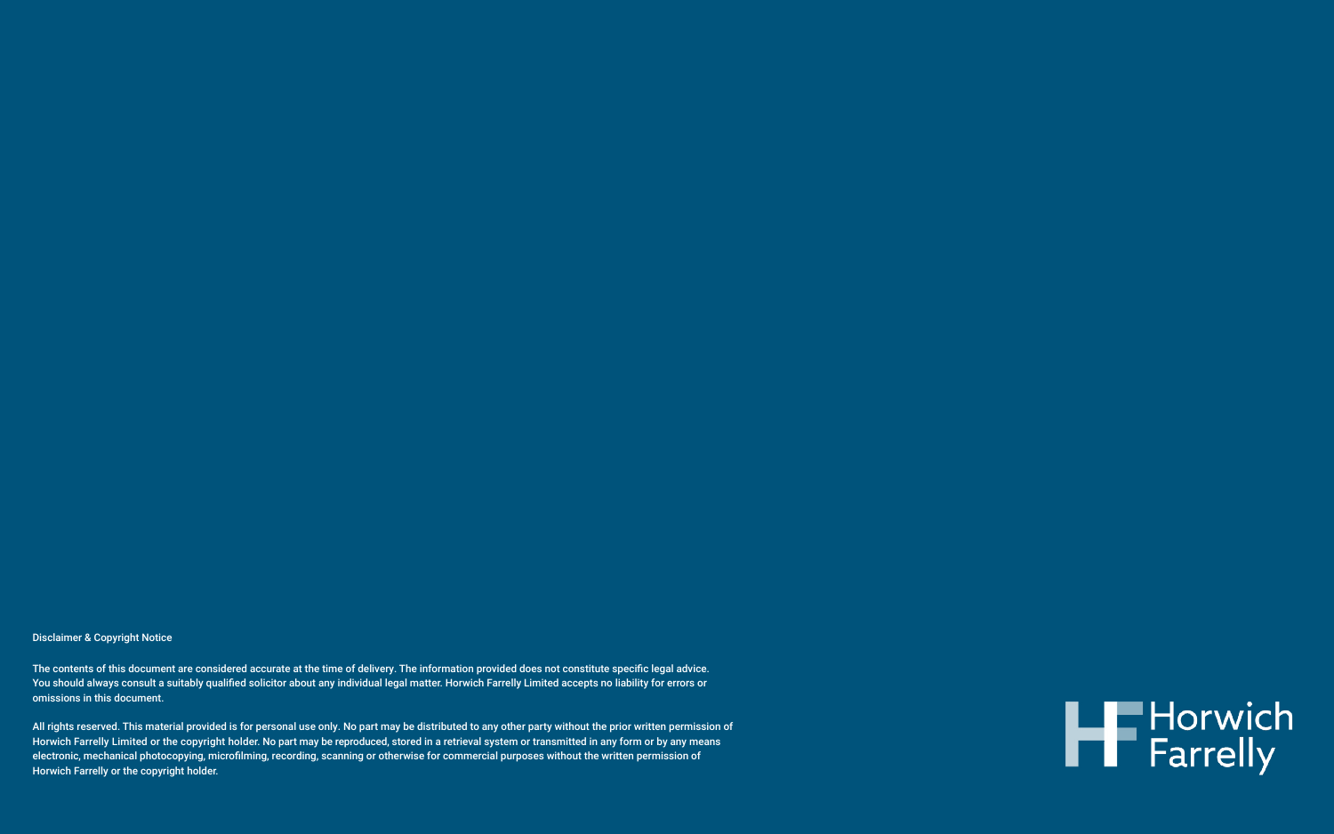**Disclaimer & Copyright Notice**

The contents of this document are considered accurate at the time of delivery. The information provided does not constitute specific legal advice. You should always consult a suitably qualified solicitor about any individual legal matter. Horwich Farrelly Limited accepts no liability for errors or omissions in this document.

All rights reserved. This material provided is for personal use only. No part may be distributed to any other party without the prior written permission of Horwich Farrelly Limited or the copyright holder. No part may be reproduced, stored in a retrieval system or transmitted in any form or by any means electronic, mechanical photocopying, microfilming, recording, scanning or otherwise for commercial purposes without the written permission of Horwich Farrelly or the copyright holder.

Horwich Farrelly